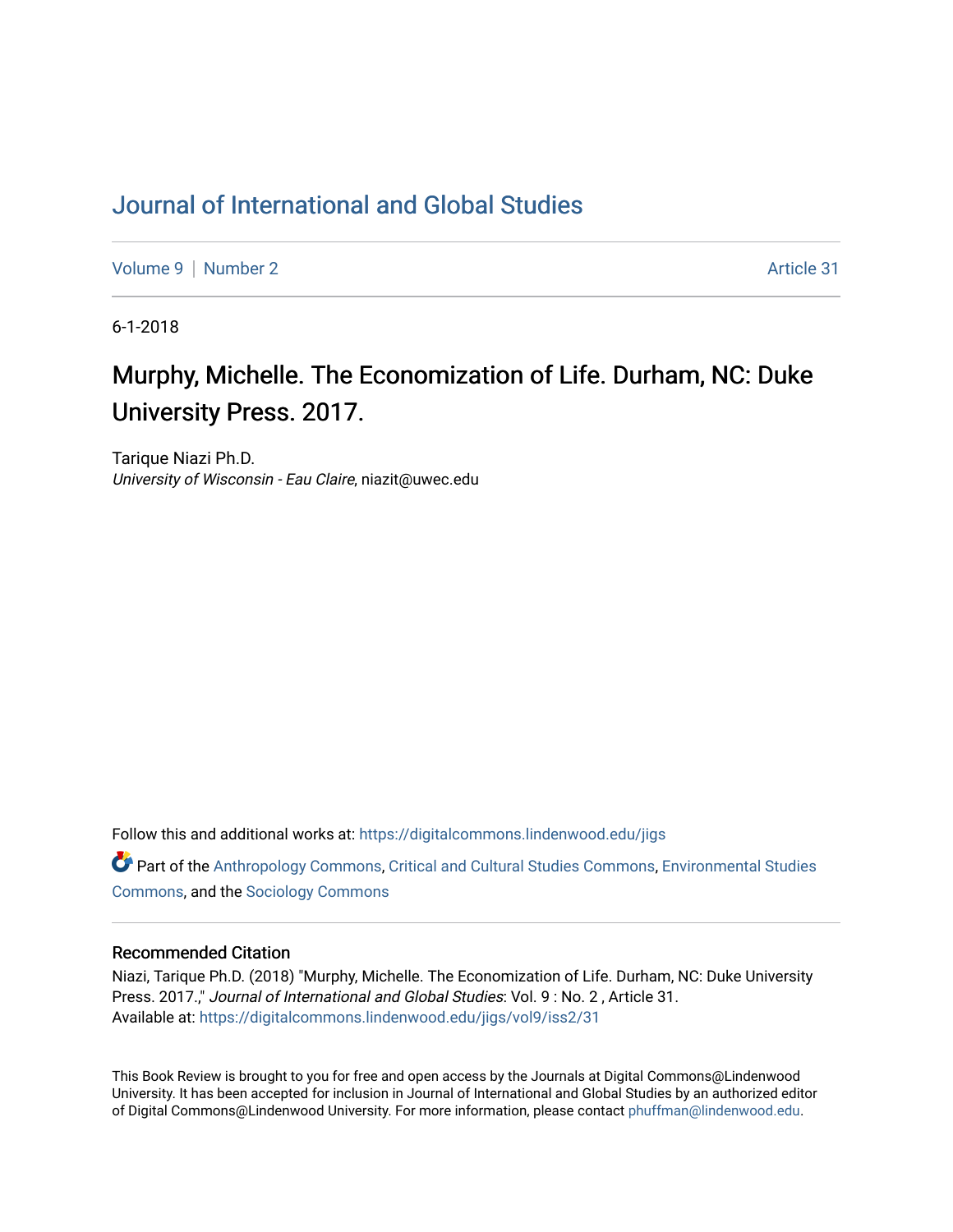# Journal of International and Global Studies

Volume 9 | Number 2 Article 31

6-1-2018

## Murphy, Michelle. The Economization of Life. Durham, NC: Duke University Press. 2017.

Tarique Niazi Ph.D.
*University of Wisconsin - Eau Claire*, niazit@uwec.edu

Follow this and additional works at: https://digitalcommons.lindenwood.edu/jigs

Part of the Anthropology Commons, Critical and Cultural Studies Commons, Environmental Studies Commons, and the Sociology Commons

### Recommended Citation

Niazi, Tarique Ph.D. (2018) "Murphy, Michelle. The Economization of Life. Durham, NC: Duke University Press. 2017.," *Journal of International and Global Studies*: Vol. 9 : No. 2 , Article 31.
Available at: https://digitalcommons.lindenwood.edu/jigs/vol9/iss2/31

This Book Review is brought to you for free and open access by the Journals at Digital Commons@Lindenwood University. It has been accepted for inclusion in Journal of International and Global Studies by an authorized editor of Digital Commons@Lindenwood University. For more information, please contact phuffman@lindenwood.edu.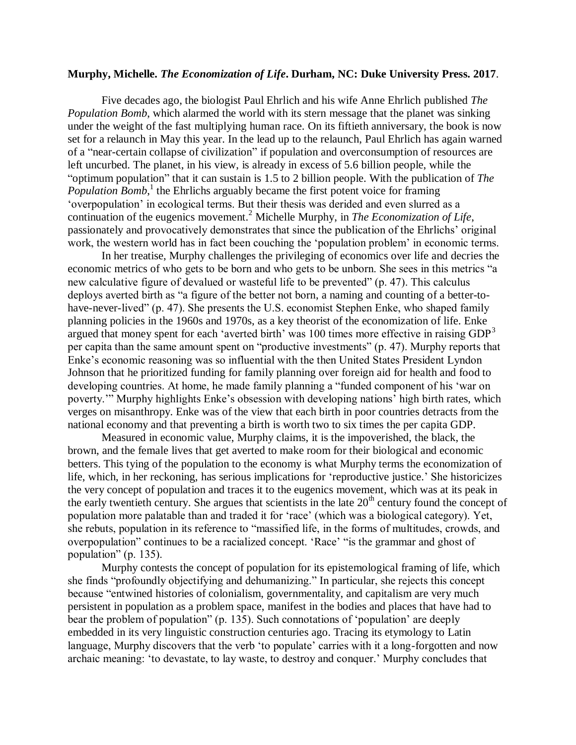**Murphy, Michelle. *The Economization of Life*. Durham, NC: Duke University Press. 2017**.

Five decades ago, the biologist Paul Ehrlich and his wife Anne Ehrlich published *The Population Bomb*, which alarmed the world with its stern message that the planet was sinking under the weight of the fast multiplying human race. On its fiftieth anniversary, the book is now set for a relaunch in May this year. In the lead up to the relaunch, Paul Ehrlich has again warned of a "near-certain collapse of civilization" if population and overconsumption of resources are left uncurbed. The planet, in his view, is already in excess of 5.6 billion people, while the "optimum population" that it can sustain is 1.5 to 2 billion people. With the publication of *The Population Bomb*,[1] the Ehrlichs arguably became the first potent voice for framing 'overpopulation' in ecological terms. But their thesis was derided and even slurred as a continuation of the eugenics movement.[2] Michelle Murphy, in *The Economization of Life*, passionately and provocatively demonstrates that since the publication of the Ehrlichs' original work, the western world has in fact been couching the 'population problem' in economic terms.

In her treatise, Murphy challenges the privileging of economics over life and decries the economic metrics of who gets to be born and who gets to be unborn. She sees in this metrics "a new calculative figure of devalued or wasteful life to be prevented" (p. 47). This calculus deploys averted birth as "a figure of the better not born, a naming and counting of a better-to-have-never-lived" (p. 47). She presents the U.S. economist Stephen Enke, who shaped family planning policies in the 1960s and 1970s, as a key theorist of the economization of life. Enke argued that money spent for each 'averted birth' was 100 times more effective in raising GDP[3] per capita than the same amount spent on "productive investments" (p. 47). Murphy reports that Enke's economic reasoning was so influential with the then United States President Lyndon Johnson that he prioritized funding for family planning over foreign aid for health and food to developing countries. At home, he made family planning a "funded component of his 'war on poverty.'" Murphy highlights Enke's obsession with developing nations' high birth rates, which verges on misanthropy. Enke was of the view that each birth in poor countries detracts from the national economy and that preventing a birth is worth two to six times the per capita GDP.

Measured in economic value, Murphy claims, it is the impoverished, the black, the brown, and the female lives that get averted to make room for their biological and economic betters. This tying of the population to the economy is what Murphy terms the economization of life, which, in her reckoning, has serious implications for 'reproductive justice.' She historicizes the very concept of population and traces it to the eugenics movement, which was at its peak in the early twentieth century. She argues that scientists in the late 20th century found the concept of population more palatable than and traded it for 'race' (which was a biological category). Yet, she rebuts, population in its reference to "massified life, in the forms of multitudes, crowds, and overpopulation" continues to be a racialized concept. 'Race' "is the grammar and ghost of population" (p. 135).

Murphy contests the concept of population for its epistemological framing of life, which she finds "profoundly objectifying and dehumanizing." In particular, she rejects this concept because "entwined histories of colonialism, governmentality, and capitalism are very much persistent in population as a problem space, manifest in the bodies and places that have had to bear the problem of population" (p. 135). Such connotations of 'population' are deeply embedded in its very linguistic construction centuries ago. Tracing its etymology to Latin language, Murphy discovers that the verb 'to populate' carries with it a long-forgotten and now archaic meaning: 'to devastate, to lay waste, to destroy and conquer.' Murphy concludes that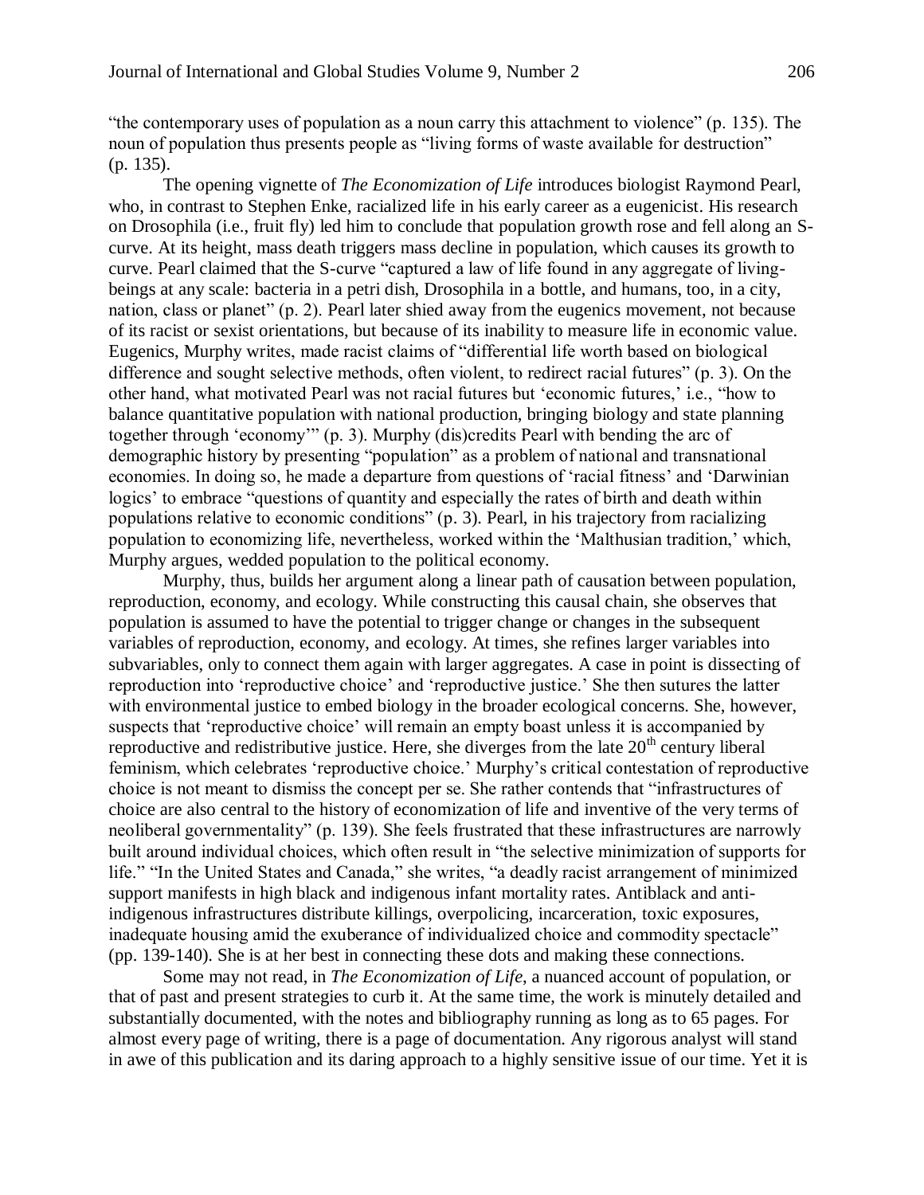"the contemporary uses of population as a noun carry this attachment to violence" (p. 135). The noun of population thus presents people as "living forms of waste available for destruction" (p. 135).

The opening vignette of *The Economization of Life* introduces biologist Raymond Pearl, who, in contrast to Stephen Enke, racialized life in his early career as a eugenicist. His research on Drosophila (i.e., fruit fly) led him to conclude that population growth rose and fell along an S-curve. At its height, mass death triggers mass decline in population, which causes its growth to curve. Pearl claimed that the S-curve "captured a law of life found in any aggregate of living-beings at any scale: bacteria in a petri dish, Drosophila in a bottle, and humans, too, in a city, nation, class or planet" (p. 2). Pearl later shied away from the eugenics movement, not because of its racist or sexist orientations, but because of its inability to measure life in economic value. Eugenics, Murphy writes, made racist claims of "differential life worth based on biological difference and sought selective methods, often violent, to redirect racial futures" (p. 3). On the other hand, what motivated Pearl was not racial futures but 'economic futures,' i.e., "how to balance quantitative population with national production, bringing biology and state planning together through 'economy'" (p. 3). Murphy (dis)credits Pearl with bending the arc of demographic history by presenting "population" as a problem of national and transnational economies. In doing so, he made a departure from questions of 'racial fitness' and 'Darwinian logics' to embrace "questions of quantity and especially the rates of birth and death within populations relative to economic conditions" (p. 3). Pearl, in his trajectory from racializing population to economizing life, nevertheless, worked within the 'Malthusian tradition,' which, Murphy argues, wedded population to the political economy.

Murphy, thus, builds her argument along a linear path of causation between population, reproduction, economy, and ecology. While constructing this causal chain, she observes that population is assumed to have the potential to trigger change or changes in the subsequent variables of reproduction, economy, and ecology. At times, she refines larger variables into subvariables, only to connect them again with larger aggregates. A case in point is dissecting of reproduction into 'reproductive choice' and 'reproductive justice.' She then sutures the latter with environmental justice to embed biology in the broader ecological concerns. She, however, suspects that 'reproductive choice' will remain an empty boast unless it is accompanied by reproductive and redistributive justice. Here, she diverges from the late 20th century liberal feminism, which celebrates 'reproductive choice.' Murphy's critical contestation of reproductive choice is not meant to dismiss the concept per se. She rather contends that "infrastructures of choice are also central to the history of economization of life and inventive of the very terms of neoliberal governmentality" (p. 139). She feels frustrated that these infrastructures are narrowly built around individual choices, which often result in "the selective minimization of supports for life." "In the United States and Canada," she writes, "a deadly racist arrangement of minimized support manifests in high black and indigenous infant mortality rates. Antiblack and anti-indigenous infrastructures distribute killings, overpolicing, incarceration, toxic exposures, inadequate housing amid the exuberance of individualized choice and commodity spectacle" (pp. 139-140). She is at her best in connecting these dots and making these connections.

Some may not read, in *The Economization of Life*, a nuanced account of population, or that of past and present strategies to curb it. At the same time, the work is minutely detailed and substantially documented, with the notes and bibliography running as long as to 65 pages. For almost every page of writing, there is a page of documentation. Any rigorous analyst will stand in awe of this publication and its daring approach to a highly sensitive issue of our time. Yet it is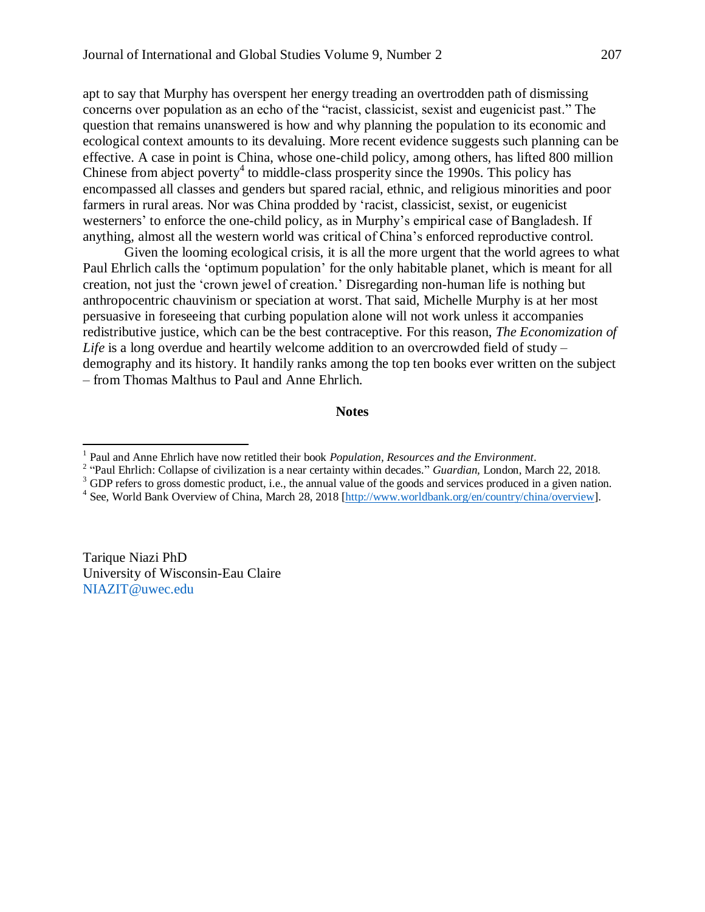apt to say that Murphy has overspent her energy treading an overtrodden path of dismissing concerns over population as an echo of the "racist, classicist, sexist and eugenicist past." The question that remains unanswered is how and why planning the population to its economic and ecological context amounts to its devaluing. More recent evidence suggests such planning can be effective. A case in point is China, whose one-child policy, among others, has lifted 800 million Chinese from abject poverty[4] to middle-class prosperity since the 1990s. This policy has encompassed all classes and genders but spared racial, ethnic, and religious minorities and poor farmers in rural areas. Nor was China prodded by 'racist, classicist, sexist, or eugenicist westerners' to enforce the one-child policy, as in Murphy's empirical case of Bangladesh. If anything, almost all the western world was critical of China's enforced reproductive control.

Given the looming ecological crisis, it is all the more urgent that the world agrees to what Paul Ehrlich calls the 'optimum population' for the only habitable planet, which is meant for all creation, not just the 'crown jewel of creation.' Disregarding non-human life is nothing but anthropocentric chauvinism or speciation at worst. That said, Michelle Murphy is at her most persuasive in foreseeing that curbing population alone will not work unless it accompanies redistributive justice, which can be the best contraceptive. For this reason, *The Economization of Life* is a long overdue and heartily welcome addition to an overcrowded field of study – demography and its history. It handily ranks among the top ten books ever written on the subject – from Thomas Malthus to Paul and Anne Ehrlich.

## Notes

[1] Paul and Anne Ehrlich have now retitled their book *Population, Resources and the Environment*.

[2] "Paul Ehrlich: Collapse of civilization is a near certainty within decades." *Guardian*, London, March 22, 2018.

[3] GDP refers to gross domestic product, i.e., the annual value of the goods and services produced in a given nation.

[4] See, World Bank Overview of China, March 28, 2018 [http://www.worldbank.org/en/country/china/overview].

Tarique Niazi PhD
University of Wisconsin-Eau Claire
NIAZIT@uwec.edu